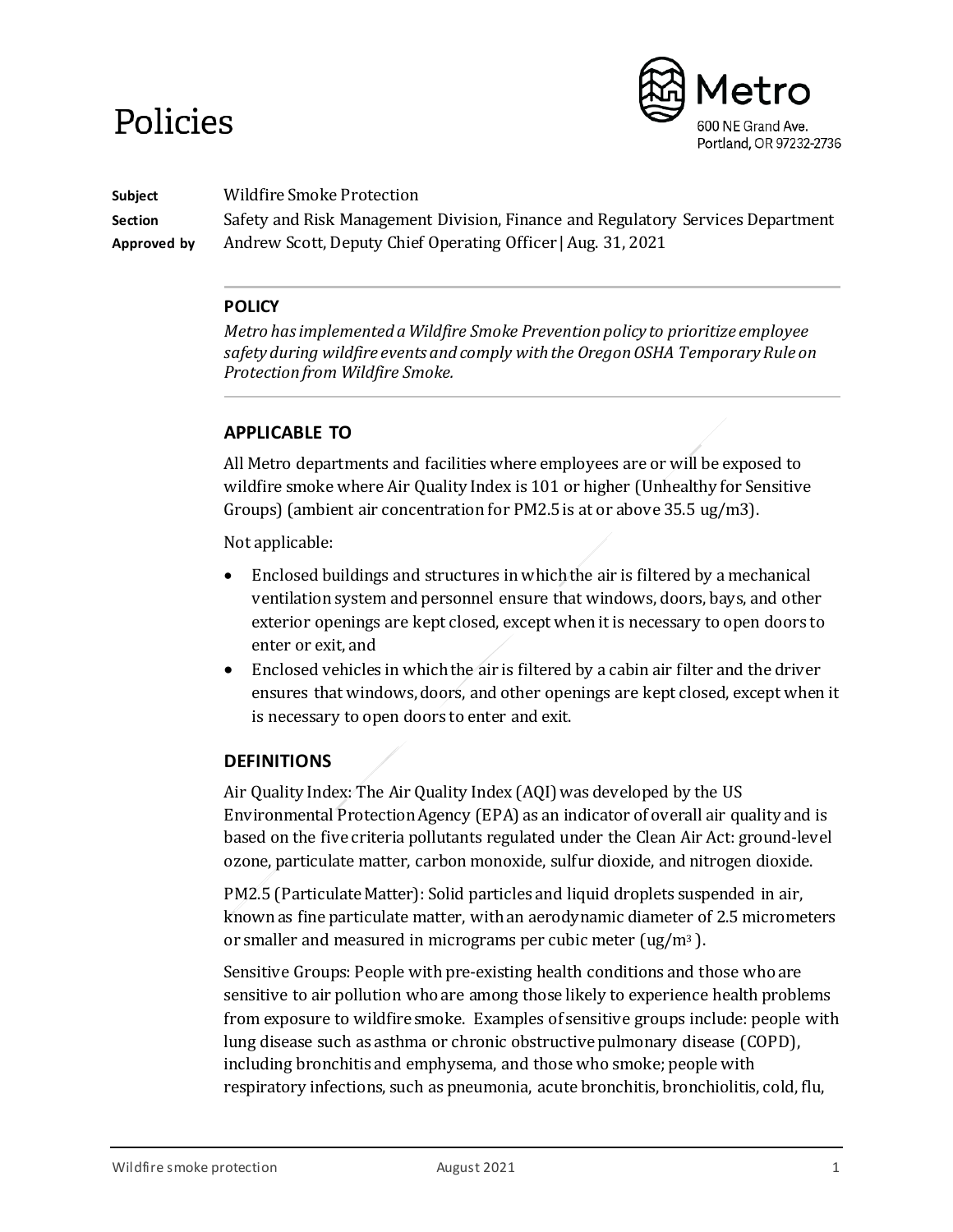# Policies

Metro
600 NE Grand Ave.
Portland, OR 97232-2736

**Subject** Wildfire Smoke Protection
**Section** Safety and Risk Management Division, Finance and Regulatory Services Department
**Approved by** Andrew Scott, Deputy Chief Operating Officer | Aug. 31, 2021

---

**POLICY**

*Metro has implemented a Wildfire Smoke Prevention policy to prioritize employee safety during wildfire events and comply with the Oregon OSHA Temporary Rule on Protection from Wildfire Smoke.*

---

## APPLICABLE TO

All Metro departments and facilities where employees are or will be exposed to wildfire smoke where Air Quality Index is 101 or higher (Unhealthy for Sensitive Groups) (ambient air concentration for PM2.5 is at or above 35.5 ug/m3).

Not applicable:

- Enclosed buildings and structures in which the air is filtered by a mechanical ventilation system and personnel ensure that windows, doors, bays, and other exterior openings are kept closed, except when it is necessary to open doors to enter or exit, and
- Enclosed vehicles in which the air is filtered by a cabin air filter and the driver ensures that windows, doors, and other openings are kept closed, except when it is necessary to open doors to enter and exit.

## DEFINITIONS

Air Quality Index: The Air Quality Index (AQI) was developed by the US Environmental Protection Agency (EPA) as an indicator of overall air quality and is based on the five criteria pollutants regulated under the Clean Air Act: ground-level ozone, particulate matter, carbon monoxide, sulfur dioxide, and nitrogen dioxide.

PM2.5 (Particulate Matter): Solid particles and liquid droplets suspended in air, known as fine particulate matter, with an aerodynamic diameter of 2.5 micrometers or smaller and measured in micrograms per cubic meter (ug/$m^3$).

Sensitive Groups: People with pre-existing health conditions and those who are sensitive to air pollution who are among those likely to experience health problems from exposure to wildfire smoke. Examples of sensitive groups include: people with lung disease such as asthma or chronic obstructive pulmonary disease (COPD), including bronchitis and emphysema, and those who smoke; people with respiratory infections, such as pneumonia, acute bronchitis, bronchiolitis, cold, flu,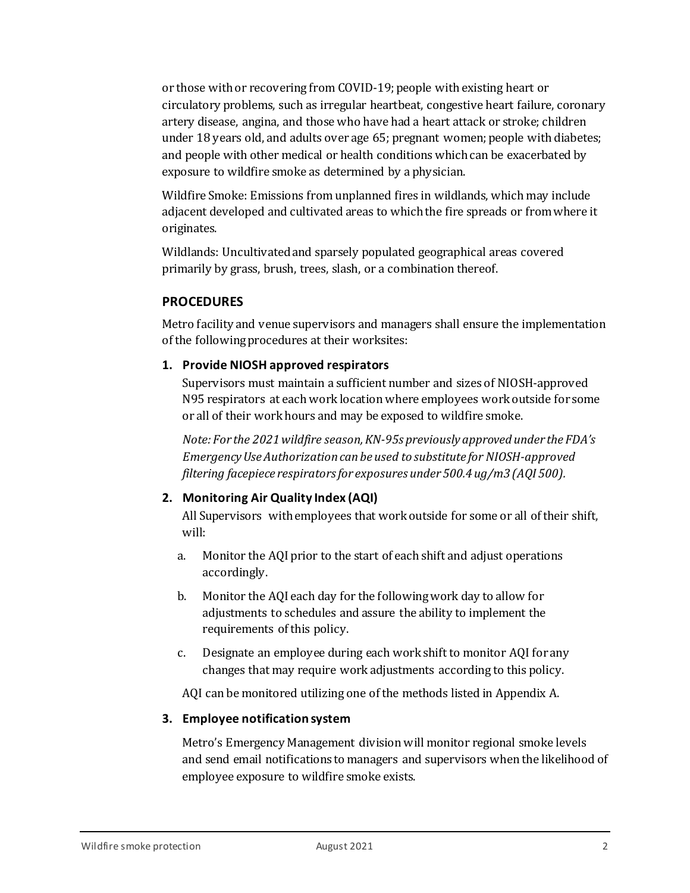or those with or recovering from COVID-19; people with existing heart or circulatory problems, such as irregular heartbeat, congestive heart failure, coronary artery disease, angina, and those who have had a heart attack or stroke; children under 18 years old, and adults over age 65; pregnant women; people with diabetes; and people with other medical or health conditions which can be exacerbated by exposure to wildfire smoke as determined by a physician.

Wildfire Smoke: Emissions from unplanned fires in wildlands, which may include adjacent developed and cultivated areas to which the fire spreads or from where it originates.

Wildlands: Uncultivated and sparsely populated geographical areas covered primarily by grass, brush, trees, slash, or a combination thereof.

## PROCEDURES

Metro facility and venue supervisors and managers shall ensure the implementation of the following procedures at their worksites:

**1. Provide NIOSH approved respirators**

Supervisors must maintain a sufficient number and sizes of NIOSH-approved N95 respirators at each work location where employees work outside for some or all of their work hours and may be exposed to wildfire smoke.

*Note: For the 2021 wildfire season, KN-95s previously approved under the FDA's Emergency Use Authorization can be used to substitute for NIOSH-approved filtering facepiece respirators for exposures under 500.4 ug/m3 (AQI 500).*

**2. Monitoring Air Quality Index (AQI)**

All Supervisors with employees that work outside for some or all of their shift, will:

a. Monitor the AQI prior to the start of each shift and adjust operations accordingly.

b. Monitor the AQI each day for the following work day to allow for adjustments to schedules and assure the ability to implement the requirements of this policy.

c. Designate an employee during each work shift to monitor AQI for any changes that may require work adjustments according to this policy.

AQI can be monitored utilizing one of the methods listed in Appendix A.

**3. Employee notification system**

Metro's Emergency Management division will monitor regional smoke levels and send email notifications to managers and supervisors when the likelihood of employee exposure to wildfire smoke exists.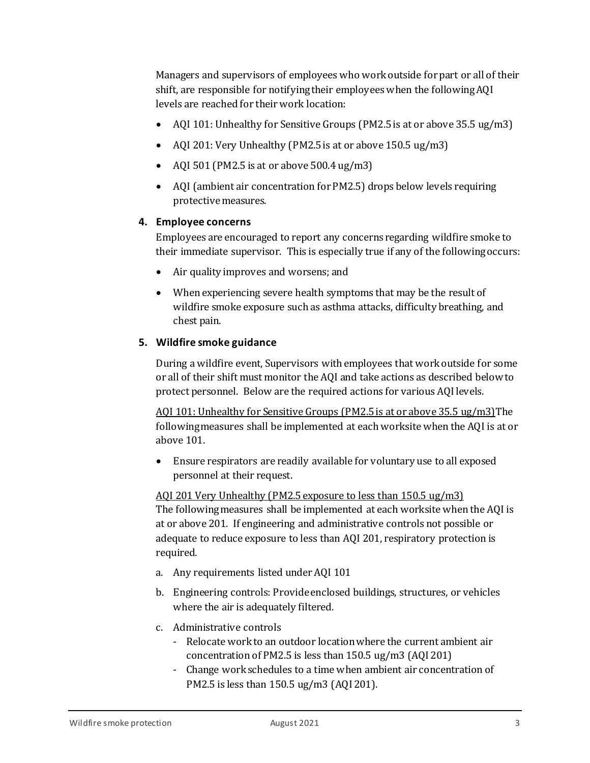Managers and supervisors of employees who work outside for part or all of their shift, are responsible for notifying their employees when the following AQI levels are reached for their work location:

- AQI 101: Unhealthy for Sensitive Groups (PM2.5 is at or above 35.5 ug/m3)
- AQI 201: Very Unhealthy (PM2.5 is at or above 150.5 ug/m3)
- AQI 501 (PM2.5 is at or above 500.4 ug/m3)
- AQI (ambient air concentration for PM2.5) drops below levels requiring protective measures.

### 4. Employee concerns

Employees are encouraged to report any concerns regarding wildfire smoke to their immediate supervisor. This is especially true if any of the following occurs:

- Air quality improves and worsens; and
- When experiencing severe health symptoms that may be the result of wildfire smoke exposure such as asthma attacks, difficulty breathing, and chest pain.

### 5. Wildfire smoke guidance

During a wildfire event, Supervisors with employees that work outside for some or all of their shift must monitor the AQI and take actions as described below to protect personnel. Below are the required actions for various AQI levels.

<u>AQI 101: Unhealthy for Sensitive Groups (PM2.5 is at or above 35.5 ug/m3)</u>The following measures shall be implemented at each worksite when the AQI is at or above 101.

- Ensure respirators are readily available for voluntary use to all exposed personnel at their request.

<u>AQI 201 Very Unhealthy (PM2.5 exposure to less than 150.5 ug/m3)</u>
The following measures shall be implemented at each worksite when the AQI is at or above 201. If engineering and administrative controls not possible or adequate to reduce exposure to less than AQI 201, respiratory protection is required.

a. Any requirements listed under AQI 101
b. Engineering controls: Provide enclosed buildings, structures, or vehicles where the air is adequately filtered.
c. Administrative controls
   - Relocate work to an outdoor location where the current ambient air concentration of PM2.5 is less than 150.5 ug/m3 (AQI 201)
   - Change work schedules to a time when ambient air concentration of PM2.5 is less than 150.5 ug/m3 (AQI 201).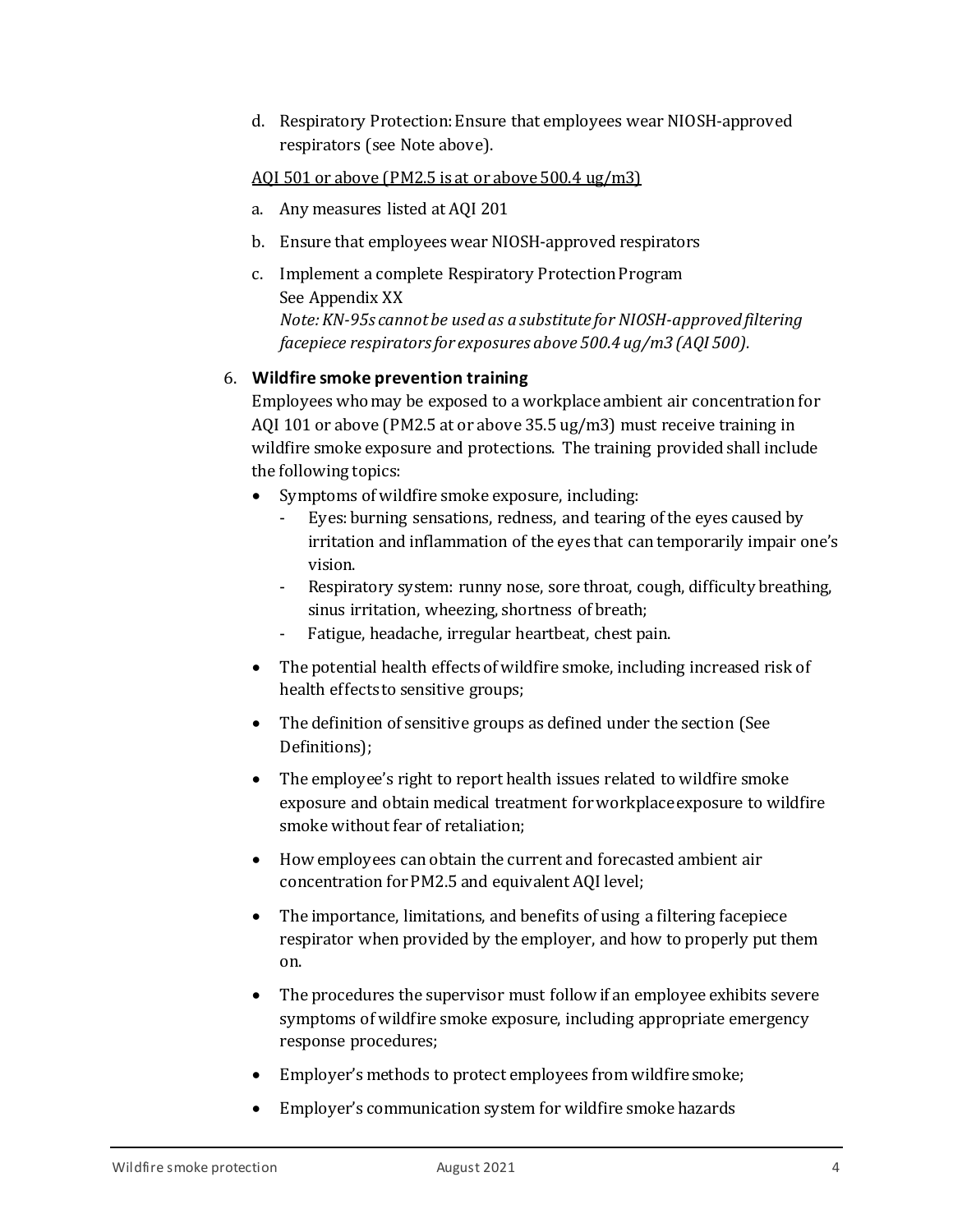d. Respiratory Protection: Ensure that employees wear NIOSH-approved respirators (see Note above).

<u>AQI 501 or above (PM2.5 is at or above 500.4 ug/m3)</u>

a. Any measures listed at AQI 201

b. Ensure that employees wear NIOSH-approved respirators

c. Implement a complete Respiratory Protection Program  
See Appendix XX  
*Note: KN-95s cannot be used as a substitute for NIOSH-approved filtering facepiece respirators for exposures above 500.4 ug/m3 (AQI 500).*

6. **Wildfire smoke prevention training**

   Employees who may be exposed to a workplace ambient air concentration for AQI 101 or above (PM2.5 at or above 35.5 ug/m3) must receive training in wildfire smoke exposure and protections. The training provided shall include the following topics:

   - Symptoms of wildfire smoke exposure, including:
     - Eyes: burning sensations, redness, and tearing of the eyes caused by irritation and inflammation of the eyes that can temporarily impair one's vision.
     - Respiratory system: runny nose, sore throat, cough, difficulty breathing, sinus irritation, wheezing, shortness of breath;
     - Fatigue, headache, irregular heartbeat, chest pain.
   - The potential health effects of wildfire smoke, including increased risk of health effects to sensitive groups;
   - The definition of sensitive groups as defined under the section (See Definitions);
   - The employee's right to report health issues related to wildfire smoke exposure and obtain medical treatment for workplace exposure to wildfire smoke without fear of retaliation;
   - How employees can obtain the current and forecasted ambient air concentration for PM2.5 and equivalent AQI level;
   - The importance, limitations, and benefits of using a filtering facepiece respirator when provided by the employer, and how to properly put them on.
   - The procedures the supervisor must follow if an employee exhibits severe symptoms of wildfire smoke exposure, including appropriate emergency response procedures;
   - Employer's methods to protect employees from wildfire smoke;
   - Employer's communication system for wildfire smoke hazards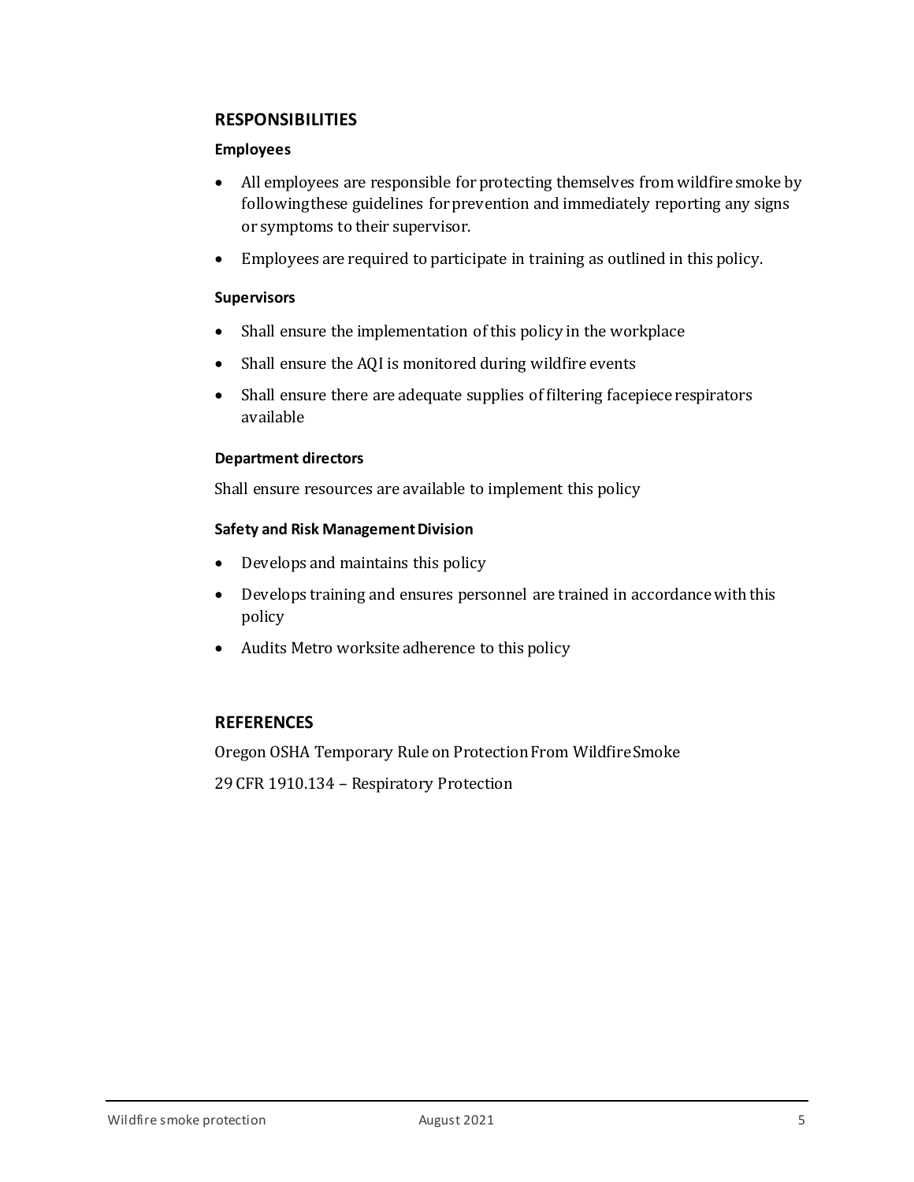## RESPONSIBILITIES

### Employees

- All employees are responsible for protecting themselves from wildfire smoke by following these guidelines for prevention and immediately reporting any signs or symptoms to their supervisor.
- Employees are required to participate in training as outlined in this policy.

### Supervisors

- Shall ensure the implementation of this policy in the workplace
- Shall ensure the AQI is monitored during wildfire events
- Shall ensure there are adequate supplies of filtering facepiece respirators available

### Department directors

Shall ensure resources are available to implement this policy

### Safety and Risk Management Division

- Develops and maintains this policy
- Develops training and ensures personnel are trained in accordance with this policy
- Audits Metro worksite adherence to this policy

## REFERENCES

Oregon OSHA Temporary Rule on Protection From Wildfire Smoke

29 CFR 1910.134 – Respiratory Protection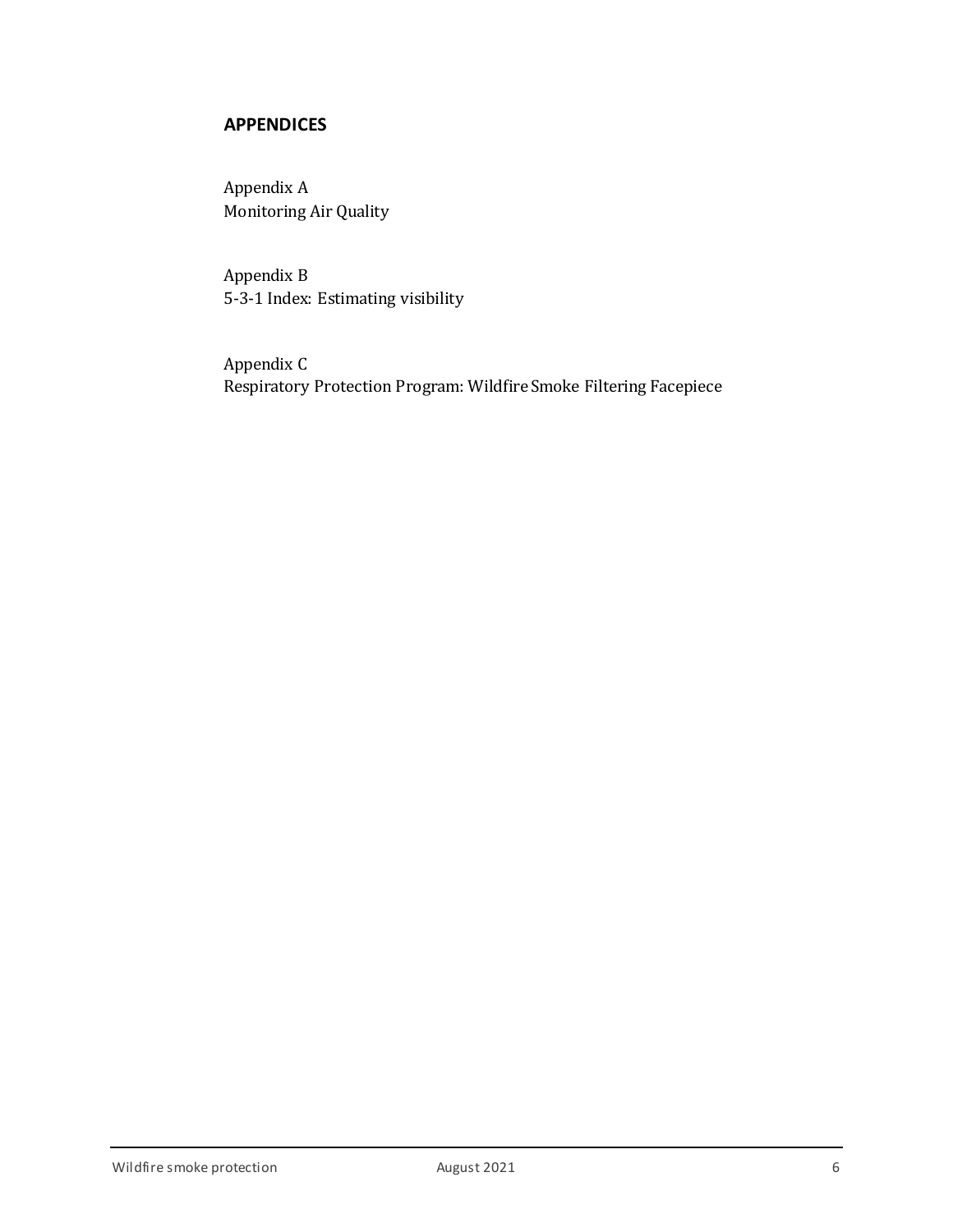## APPENDICES

Appendix A
Monitoring Air Quality

Appendix B
5-3-1 Index: Estimating visibility

Appendix C
Respiratory Protection Program: Wildfire Smoke Filtering Facepiece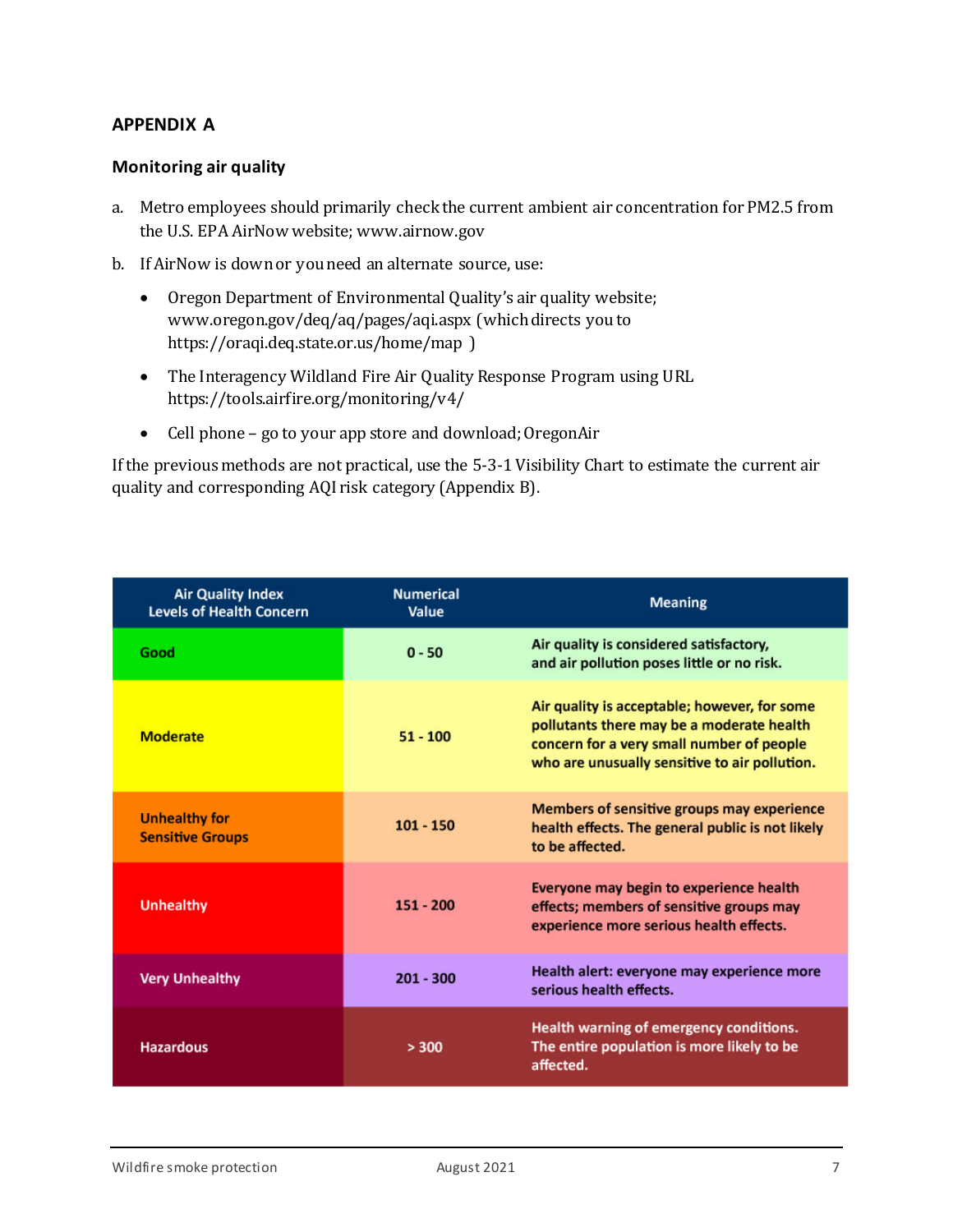## APPENDIX A

### Monitoring air quality

a. Metro employees should primarily check the current ambient air concentration for PM2.5 from the U.S. EPA AirNow website; www.airnow.gov

b. If AirNow is down or you need an alternate source, use:

- Oregon Department of Environmental Quality's air quality website; www.oregon.gov/deq/aq/pages/aqi.aspx (which directs you to https://oraqi.deq.state.or.us/home/map )
- The Interagency Wildland Fire Air Quality Response Program using URL https://tools.airfire.org/monitoring/v4/
- Cell phone – go to your app store and download; OregonAir

If the previous methods are not practical, use the 5-3-1 Visibility Chart to estimate the current air quality and corresponding AQI risk category (Appendix B).

| Air Quality Index Levels of Health Concern | Numerical Value | Meaning |
|---|---|---|
| Good | 0 - 50 | Air quality is considered satisfactory, and air pollution poses little or no risk. |
| Moderate | 51 - 100 | Air quality is acceptable; however, for some pollutants there may be a moderate health concern for a very small number of people who are unusually sensitive to air pollution. |
| Unhealthy for Sensitive Groups | 101 - 150 | Members of sensitive groups may experience health effects. The general public is not likely to be affected. |
| Unhealthy | 151 - 200 | Everyone may begin to experience health effects; members of sensitive groups may experience more serious health effects. |
| Very Unhealthy | 201 - 300 | Health alert: everyone may experience more serious health effects. |
| Hazardous | > 300 | Health warning of emergency conditions. The entire population is more likely to be affected. |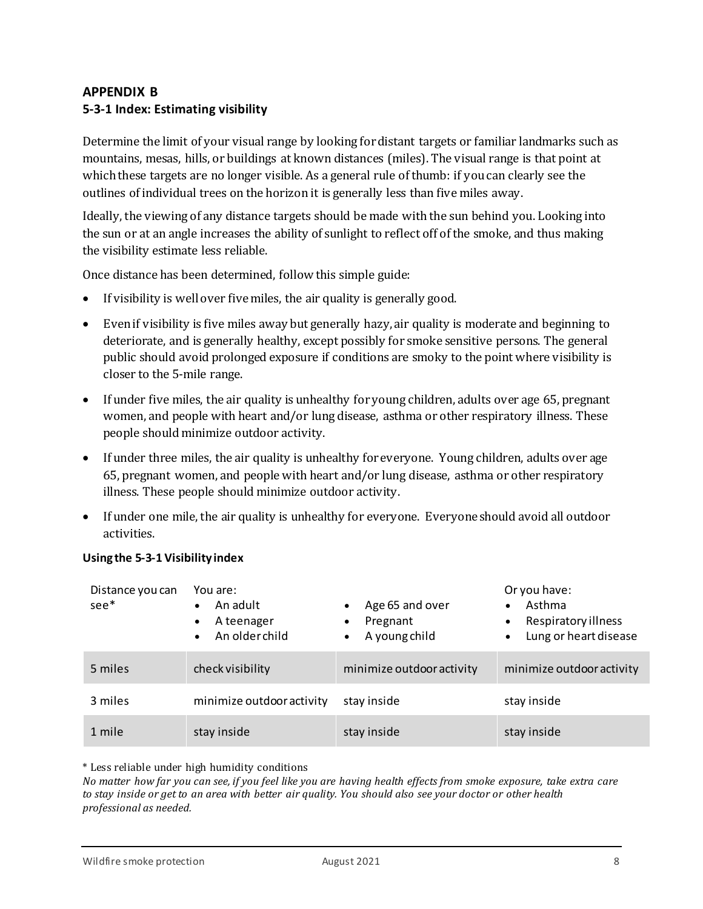## APPENDIX B

### 5-3-1 Index: Estimating visibility

Determine the limit of your visual range by looking for distant targets or familiar landmarks such as mountains, mesas, hills, or buildings at known distances (miles). The visual range is that point at which these targets are no longer visible. As a general rule of thumb: if you can clearly see the outlines of individual trees on the horizon it is generally less than five miles away.

Ideally, the viewing of any distance targets should be made with the sun behind you. Looking into the sun or at an angle increases the ability of sunlight to reflect off of the smoke, and thus making the visibility estimate less reliable.

Once distance has been determined, follow this simple guide:

- If visibility is well over five miles, the air quality is generally good.
- Even if visibility is five miles away but generally hazy, air quality is moderate and beginning to deteriorate, and is generally healthy, except possibly for smoke sensitive persons. The general public should avoid prolonged exposure if conditions are smoky to the point where visibility is closer to the 5-mile range.
- If under five miles, the air quality is unhealthy for young children, adults over age 65, pregnant women, and people with heart and/or lung disease, asthma or other respiratory illness. These people should minimize outdoor activity.
- If under three miles, the air quality is unhealthy for everyone. Young children, adults over age 65, pregnant women, and people with heart and/or lung disease, asthma or other respiratory illness. These people should minimize outdoor activity.
- If under one mile, the air quality is unhealthy for everyone. Everyone should avoid all outdoor activities.

**Using the 5-3-1 Visibility index**

| Distance you can see* | You are:<br>• An adult<br>• A teenager<br>• An older child | • Age 65 and over<br>• Pregnant<br>• A young child | Or you have:<br>• Asthma<br>• Respiratory illness<br>• Lung or heart disease |
|---|---|---|---|
| 5 miles | check visibility | minimize outdoor activity | minimize outdoor activity |
| 3 miles | minimize outdoor activity | stay inside | stay inside |
| 1 mile | stay inside | stay inside | stay inside |

\* Less reliable under high humidity conditions

*No matter how far you can see, if you feel like you are having health effects from smoke exposure, take extra care to stay inside or get to an area with better air quality. You should also see your doctor or other health professional as needed.*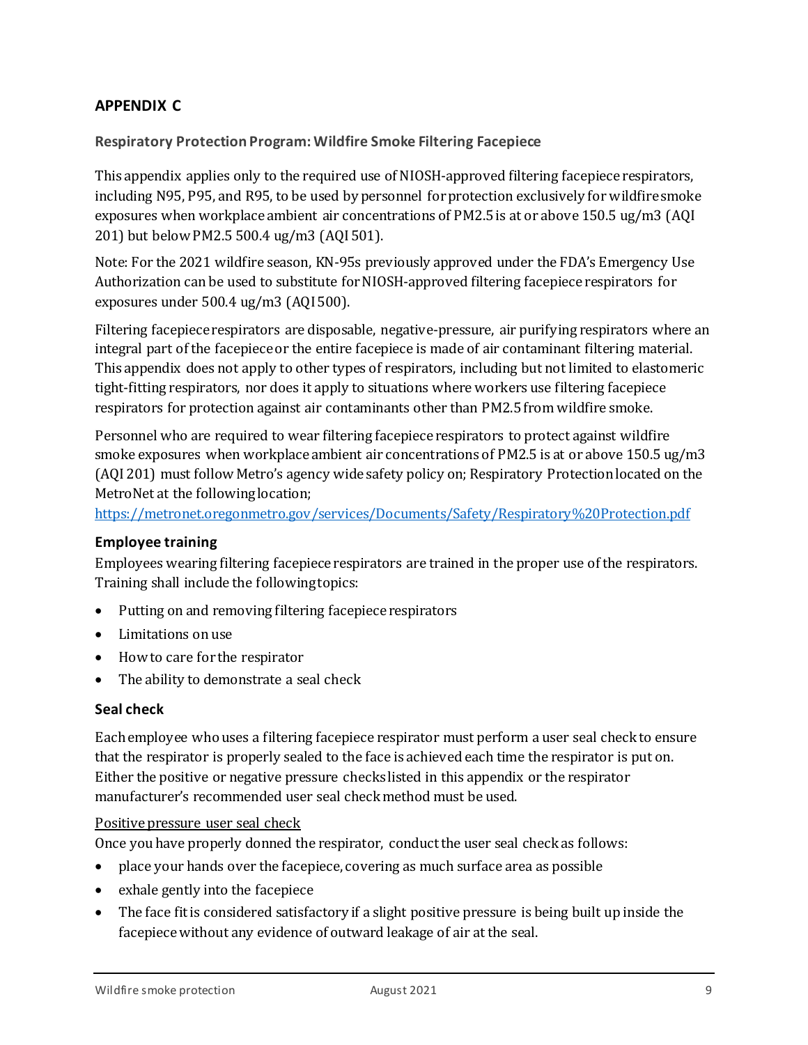## APPENDIX C

### Respiratory Protection Program: Wildfire Smoke Filtering Facepiece

This appendix applies only to the required use of NIOSH-approved filtering facepiece respirators, including N95, P95, and R95, to be used by personnel for protection exclusively for wildfire smoke exposures when workplace ambient air concentrations of PM2.5 is at or above 150.5 ug/m3 (AQI 201) but below PM2.5 500.4 ug/m3 (AQI 501).

Note: For the 2021 wildfire season, KN-95s previously approved under the FDA's Emergency Use Authorization can be used to substitute for NIOSH-approved filtering facepiece respirators for exposures under 500.4 ug/m3 (AQI 500).

Filtering facepiece respirators are disposable, negative-pressure, air purifying respirators where an integral part of the facepiece or the entire facepiece is made of air contaminant filtering material. This appendix does not apply to other types of respirators, including but not limited to elastomeric tight-fitting respirators, nor does it apply to situations where workers use filtering facepiece respirators for protection against air contaminants other than PM2.5 from wildfire smoke.

Personnel who are required to wear filtering facepiece respirators to protect against wildfire smoke exposures when workplace ambient air concentrations of PM2.5 is at or above 150.5 ug/m3 (AQI 201) must follow Metro's agency wide safety policy on; Respiratory Protection located on the MetroNet at the following location;
https://metronet.oregonmetro.gov/services/Documents/Safety/Respiratory%20Protection.pdf

### Employee training

Employees wearing filtering facepiece respirators are trained in the proper use of the respirators. Training shall include the following topics:

- Putting on and removing filtering facepiece respirators
- Limitations on use
- How to care for the respirator
- The ability to demonstrate a seal check

### Seal check

Each employee who uses a filtering facepiece respirator must perform a user seal check to ensure that the respirator is properly sealed to the face is achieved each time the respirator is put on. Either the positive or negative pressure checks listed in this appendix or the respirator manufacturer's recommended user seal check method must be used.

<u>Positive pressure user seal check</u>

Once you have properly donned the respirator, conduct the user seal check as follows:

- place your hands over the facepiece, covering as much surface area as possible
- exhale gently into the facepiece
- The face fit is considered satisfactory if a slight positive pressure is being built up inside the facepiece without any evidence of outward leakage of air at the seal.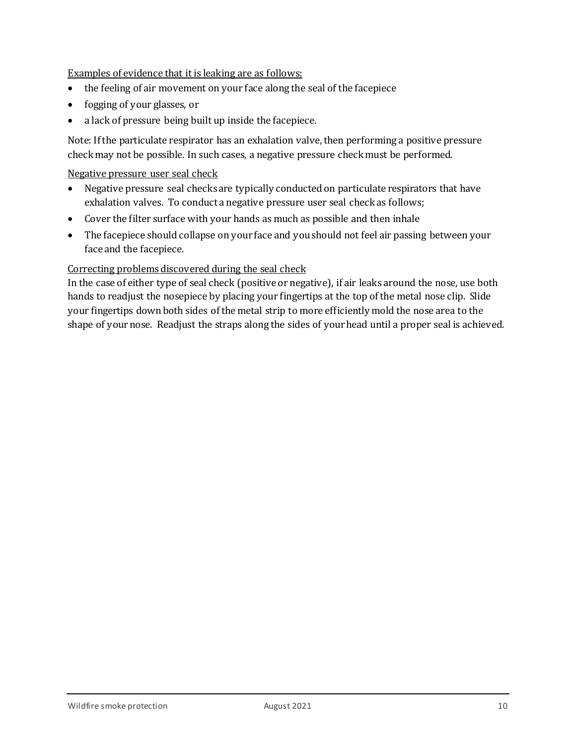Examples of evidence that it is leaking are as follows:

- the feeling of air movement on your face along the seal of the facepiece
- fogging of your glasses, or
- a lack of pressure being built up inside the facepiece.

Note: If the particulate respirator has an exhalation valve, then performing a positive pressure check may not be possible. In such cases, a negative pressure check must be performed.

Negative pressure user seal check

- Negative pressure seal checks are typically conducted on particulate respirators that have exhalation valves. To conduct a negative pressure user seal check as follows;
- Cover the filter surface with your hands as much as possible and then inhale
- The facepiece should collapse on your face and you should not feel air passing between your face and the facepiece.

Correcting problems discovered during the seal check

In the case of either type of seal check (positive or negative), if air leaks around the nose, use both hands to readjust the nosepiece by placing your fingertips at the top of the metal nose clip. Slide your fingertips down both sides of the metal strip to more efficiently mold the nose area to the shape of your nose. Readjust the straps along the sides of your head until a proper seal is achieved.